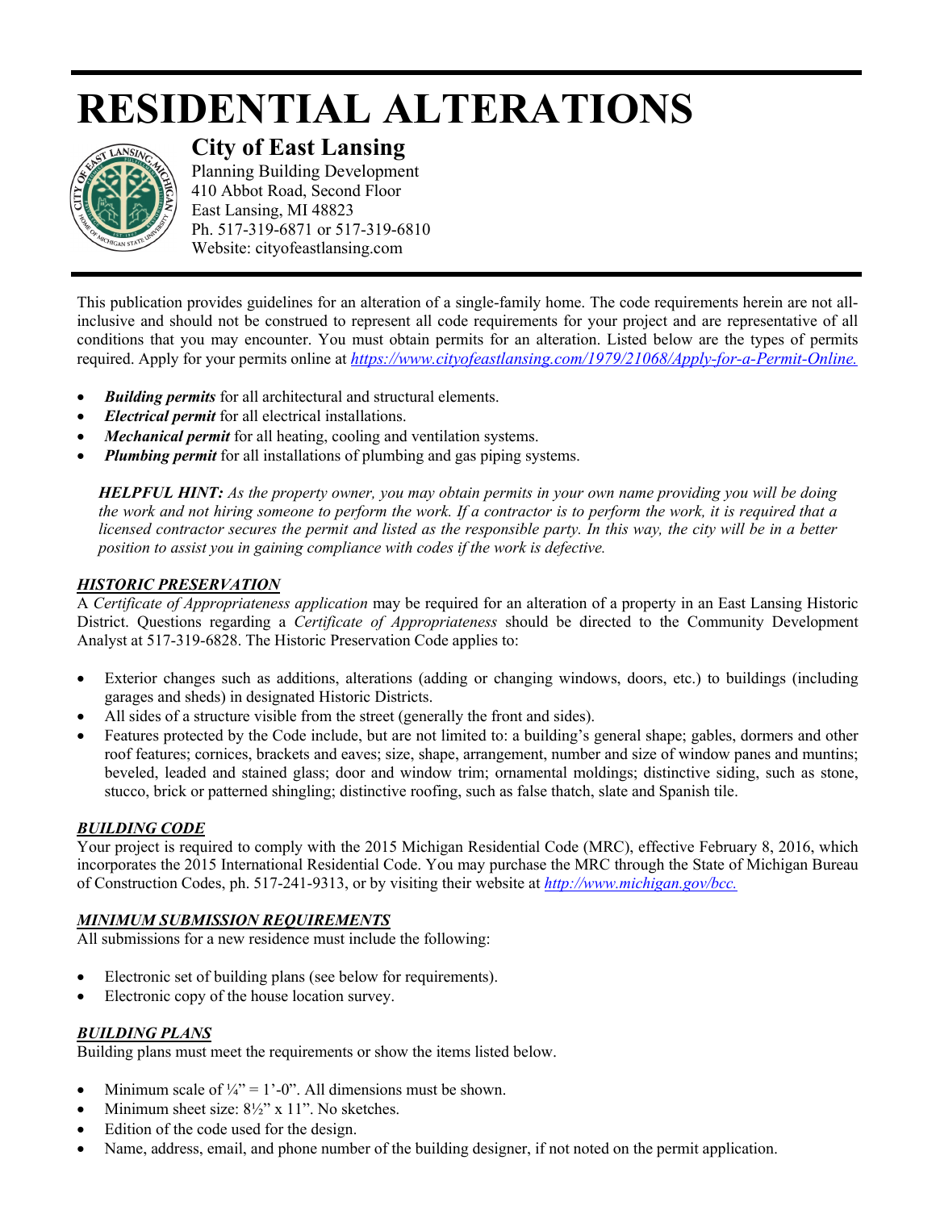# RESIDENTIAL ALTERATIONS

## City of East Lansing

Planning Building Development
410 Abbot Road, Second Floor
East Lansing, MI 48823
Ph. 517-319-6871 or 517-319-6810
Website: cityofeastlansing.com

This publication provides guidelines for an alteration of a single-family home. The code requirements herein are not all-inclusive and should not be construed to represent all code requirements for your project and are representative of all conditions that you may encounter. You must obtain permits for an alteration. Listed below are the types of permits required. Apply for your permits online at *https://www.cityofeastlansing.com/1979/21068/Apply-for-a-Permit-Online.*

- ***Building permits*** for all architectural and structural elements.
- ***Electrical permit*** for all electrical installations.
- ***Mechanical permit*** for all heating, cooling and ventilation systems.
- ***Plumbing permit*** for all installations of plumbing and gas piping systems.

> ***HELPFUL HINT:*** *As the property owner, you may obtain permits in your own name providing you will be doing the work and not hiring someone to perform the work. If a contractor is to perform the work, it is required that a licensed contractor secures the permit and listed as the responsible party. In this way, the city will be in a better position to assist you in gaining compliance with codes if the work is defective.*

### *HISTORIC PRESERVATION*

A *Certificate of Appropriateness application* may be required for an alteration of a property in an East Lansing Historic District. Questions regarding a *Certificate of Appropriateness* should be directed to the Community Development Analyst at 517-319-6828. The Historic Preservation Code applies to:

- Exterior changes such as additions, alterations (adding or changing windows, doors, etc.) to buildings (including garages and sheds) in designated Historic Districts.
- All sides of a structure visible from the street (generally the front and sides).
- Features protected by the Code include, but are not limited to: a building's general shape; gables, dormers and other roof features; cornices, brackets and eaves; size, shape, arrangement, number and size of window panes and muntins; beveled, leaded and stained glass; door and window trim; ornamental moldings; distinctive siding, such as stone, stucco, brick or patterned shingling; distinctive roofing, such as false thatch, slate and Spanish tile.

### *BUILDING CODE*

Your project is required to comply with the 2015 Michigan Residential Code (MRC), effective February 8, 2016, which incorporates the 2015 International Residential Code. You may purchase the MRC through the State of Michigan Bureau of Construction Codes, ph. 517-241-9313, or by visiting their website at *http://www.michigan.gov/bcc.*

### *MINIMUM SUBMISSION REQUIREMENTS*

All submissions for a new residence must include the following:

- Electronic set of building plans (see below for requirements).
- Electronic copy of the house location survey.

### *BUILDING PLANS*

Building plans must meet the requirements or show the items listed below.

- Minimum scale of ¼" = 1'-0". All dimensions must be shown.
- Minimum sheet size: 8½" x 11". No sketches.
- Edition of the code used for the design.
- Name, address, email, and phone number of the building designer, if not noted on the permit application.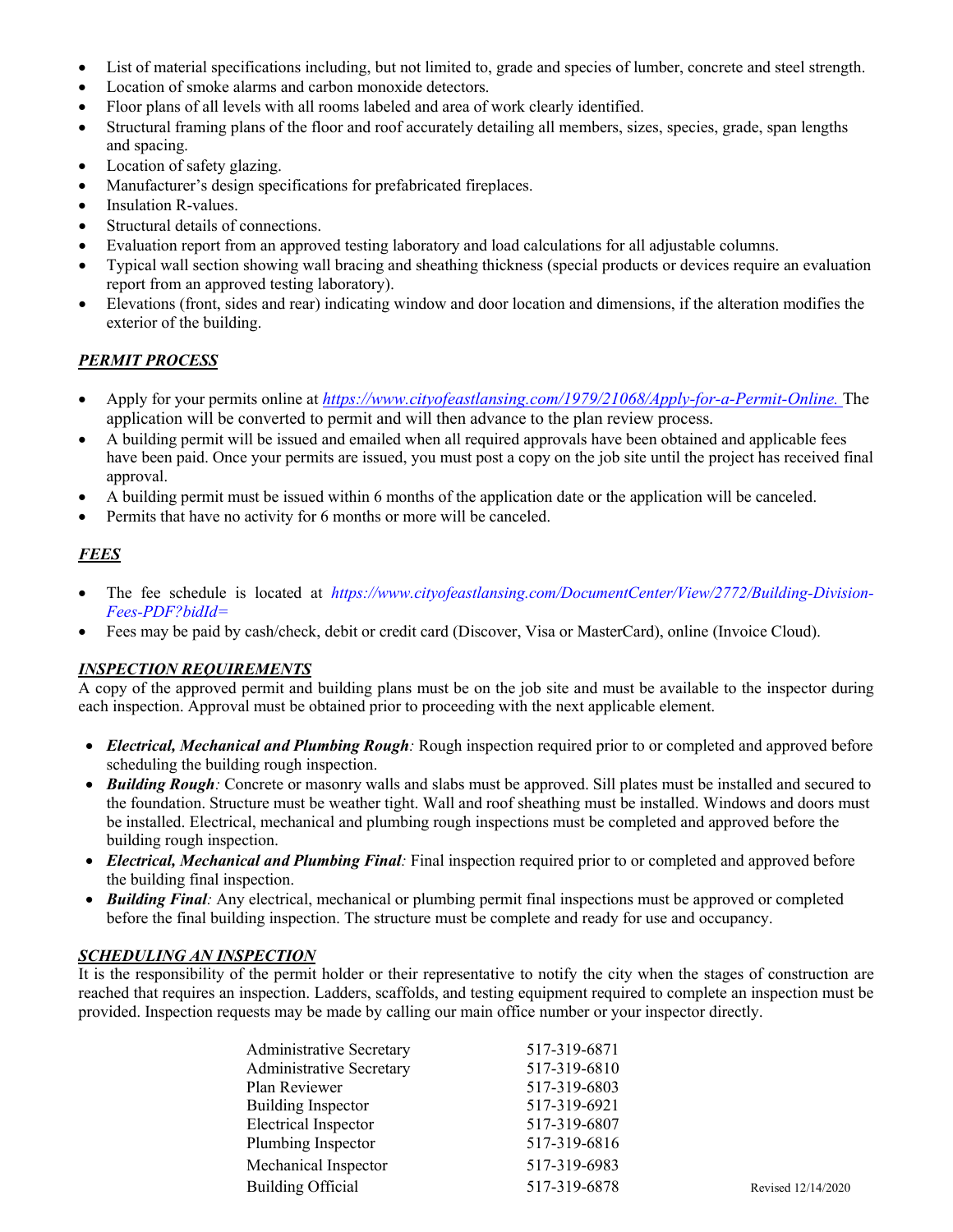- List of material specifications including, but not limited to, grade and species of lumber, concrete and steel strength.
- Location of smoke alarms and carbon monoxide detectors.
- Floor plans of all levels with all rooms labeled and area of work clearly identified.
- Structural framing plans of the floor and roof accurately detailing all members, sizes, species, grade, span lengths and spacing.
- Location of safety glazing.
- Manufacturer's design specifications for prefabricated fireplaces.
- Insulation R-values.
- Structural details of connections.
- Evaluation report from an approved testing laboratory and load calculations for all adjustable columns.
- Typical wall section showing wall bracing and sheathing thickness (special products or devices require an evaluation report from an approved testing laboratory).
- Elevations (front, sides and rear) indicating window and door location and dimensions, if the alteration modifies the exterior of the building.

***PERMIT PROCESS***

- Apply for your permits online at *https://www.cityofeastlansing.com/1979/21068/Apply-for-a-Permit-Online.* The application will be converted to permit and will then advance to the plan review process.
- A building permit will be issued and emailed when all required approvals have been obtained and applicable fees have been paid. Once your permits are issued, you must post a copy on the job site until the project has received final approval.
- A building permit must be issued within 6 months of the application date or the application will be canceled.
- Permits that have no activity for 6 months or more will be canceled.

***FEES***

- The fee schedule is located at *https://www.cityofeastlansing.com/DocumentCenter/View/2772/Building-Division-Fees-PDF?bidId=*
- Fees may be paid by cash/check, debit or credit card (Discover, Visa or MasterCard), online (Invoice Cloud).

***INSPECTION REQUIREMENTS***

A copy of the approved permit and building plans must be on the job site and must be available to the inspector during each inspection. Approval must be obtained prior to proceeding with the next applicable element.

- ***Electrical, Mechanical and Plumbing Rough****:* Rough inspection required prior to or completed and approved before scheduling the building rough inspection.
- ***Building Rough****:* Concrete or masonry walls and slabs must be approved. Sill plates must be installed and secured to the foundation. Structure must be weather tight. Wall and roof sheathing must be installed. Windows and doors must be installed. Electrical, mechanical and plumbing rough inspections must be completed and approved before the building rough inspection.
- ***Electrical, Mechanical and Plumbing Final****:* Final inspection required prior to or completed and approved before the building final inspection.
- ***Building Final****:* Any electrical, mechanical or plumbing permit final inspections must be approved or completed before the final building inspection. The structure must be complete and ready for use and occupancy.

***SCHEDULING AN INSPECTION***

It is the responsibility of the permit holder or their representative to notify the city when the stages of construction are reached that requires an inspection. Ladders, scaffolds, and testing equipment required to complete an inspection must be provided. Inspection requests may be made by calling our main office number or your inspector directly.

| | |
|---|---|
| Administrative Secretary | 517-319-6871 |
| Administrative Secretary | 517-319-6810 |
| Plan Reviewer | 517-319-6803 |
| Building Inspector | 517-319-6921 |
| Electrical Inspector | 517-319-6807 |
| Plumbing Inspector | 517-319-6816 |
| Mechanical Inspector | 517-319-6983 |
| Building Official | 517-319-6878 |

Revised 12/14/2020